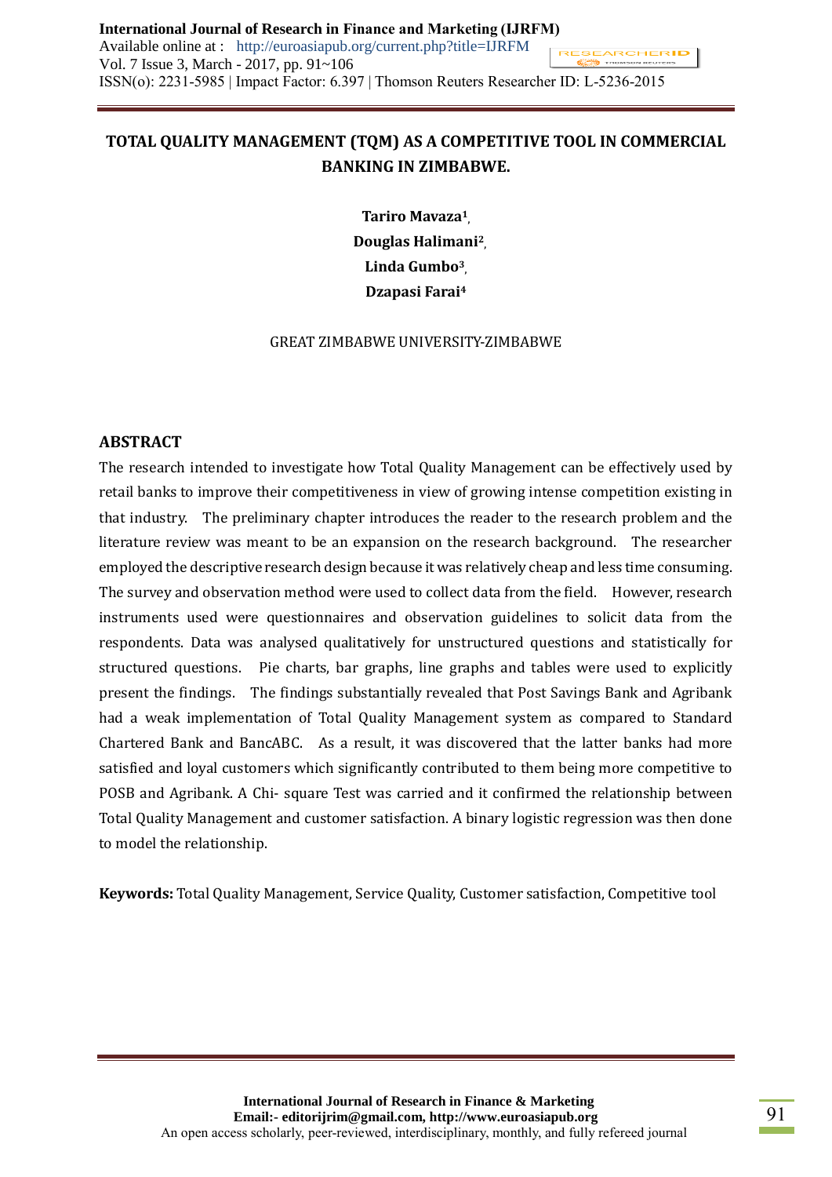# TOTAL QUALITY MANAGEMENT (TQM) AS A COMPETITIVE TOOL IN COMMERCIAL BANKING IN ZIMBABWE.

**Tariro Mavaza[1],**
**Douglas Halimani[2],**
**Linda Gumbo[3],**
**Dzapasi Farai[4]**

GREAT ZIMBABWE UNIVERSITY-ZIMBABWE

## ABSTRACT

The research intended to investigate how Total Quality Management can be effectively used by retail banks to improve their competitiveness in view of growing intense competition existing in that industry. The preliminary chapter introduces the reader to the research problem and the literature review was meant to be an expansion on the research background. The researcher employed the descriptive research design because it was relatively cheap and less time consuming. The survey and observation method were used to collect data from the field. However, research instruments used were questionnaires and observation guidelines to solicit data from the respondents. Data was analysed qualitatively for unstructured questions and statistically for structured questions. Pie charts, bar graphs, line graphs and tables were used to explicitly present the findings. The findings substantially revealed that Post Savings Bank and Agribank had a weak implementation of Total Quality Management system as compared to Standard Chartered Bank and BancABC. As a result, it was discovered that the latter banks had more satisfied and loyal customers which significantly contributed to them being more competitive to POSB and Agribank. A Chi- square Test was carried and it confirmed the relationship between Total Quality Management and customer satisfaction. A binary logistic regression was then done to model the relationship.

**Keywords:** Total Quality Management, Service Quality, Customer satisfaction, Competitive tool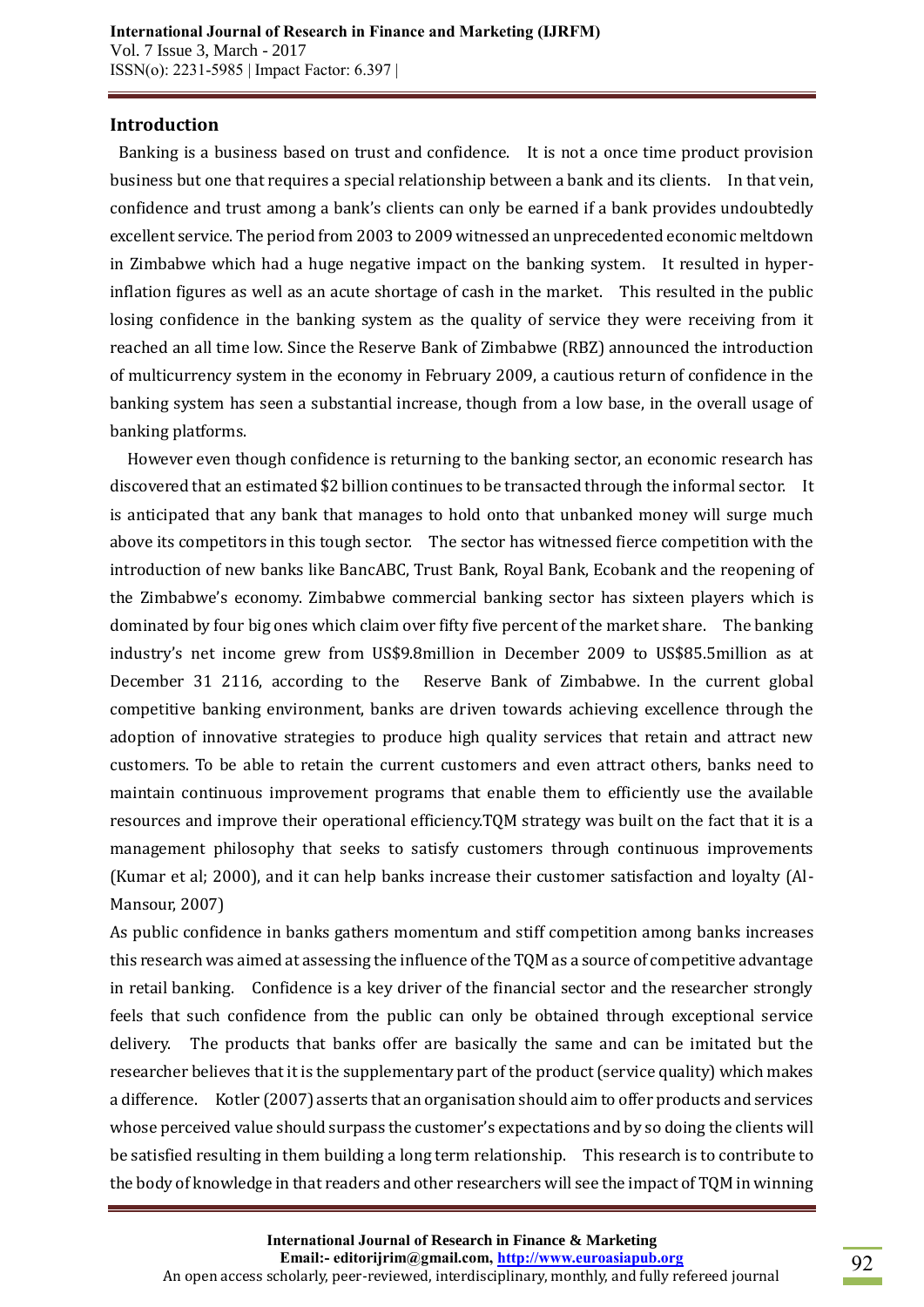## Introduction

Banking is a business based on trust and confidence. It is not a once time product provision business but one that requires a special relationship between a bank and its clients. In that vein, confidence and trust among a bank's clients can only be earned if a bank provides undoubtedly excellent service. The period from 2003 to 2009 witnessed an unprecedented economic meltdown in Zimbabwe which had a huge negative impact on the banking system. It resulted in hyper-inflation figures as well as an acute shortage of cash in the market. This resulted in the public losing confidence in the banking system as the quality of service they were receiving from it reached an all time low. Since the Reserve Bank of Zimbabwe (RBZ) announced the introduction of multicurrency system in the economy in February 2009, a cautious return of confidence in the banking system has seen a substantial increase, though from a low base, in the overall usage of banking platforms.

However even though confidence is returning to the banking sector, an economic research has discovered that an estimated $2 billion continues to be transacted through the informal sector. It is anticipated that any bank that manages to hold onto that unbanked money will surge much above its competitors in this tough sector. The sector has witnessed fierce competition with the introduction of new banks like BancABC, Trust Bank, Royal Bank, Ecobank and the reopening of the Zimbabwe's economy. Zimbabwe commercial banking sector has sixteen players which is dominated by four big ones which claim over fifty five percent of the market share. The banking industry's net income grew from US$9.8million in December 2009 to US$85.5million as at December 31 2116, according to the Reserve Bank of Zimbabwe. In the current global competitive banking environment, banks are driven towards achieving excellence through the adoption of innovative strategies to produce high quality services that retain and attract new customers. To be able to retain the current customers and even attract others, banks need to maintain continuous improvement programs that enable them to efficiently use the available resources and improve their operational efficiency.TQM strategy was built on the fact that it is a management philosophy that seeks to satisfy customers through continuous improvements (Kumar et al; 2000), and it can help banks increase their customer satisfaction and loyalty (Al-Mansour, 2007)

As public confidence in banks gathers momentum and stiff competition among banks increases this research was aimed at assessing the influence of the TQM as a source of competitive advantage in retail banking. Confidence is a key driver of the financial sector and the researcher strongly feels that such confidence from the public can only be obtained through exceptional service delivery. The products that banks offer are basically the same and can be imitated but the researcher believes that it is the supplementary part of the product (service quality) which makes a difference. Kotler (2007) asserts that an organisation should aim to offer products and services whose perceived value should surpass the customer's expectations and by so doing the clients will be satisfied resulting in them building a long term relationship. This research is to contribute to the body of knowledge in that readers and other researchers will see the impact of TQM in winning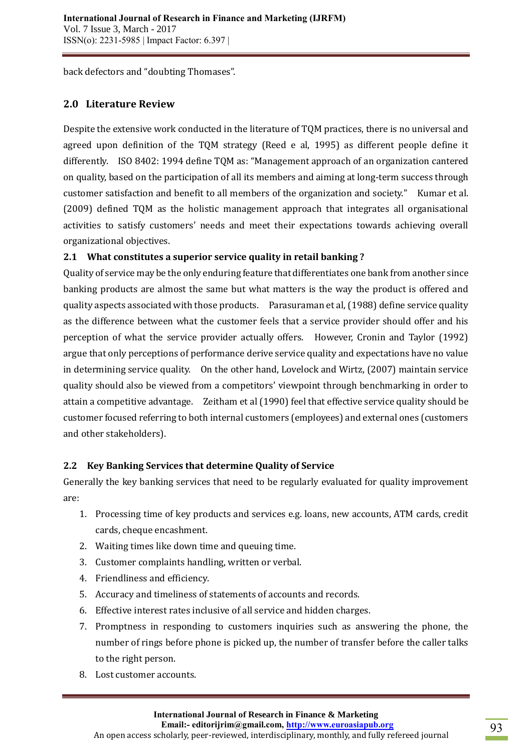back defectors and "doubting Thomases".

## 2.0 Literature Review

Despite the extensive work conducted in the literature of TQM practices, there is no universal and agreed upon definition of the TQM strategy (Reed e al, 1995) as different people define it differently. ISO 8402: 1994 define TQM as: "Management approach of an organization cantered on quality, based on the participation of all its members and aiming at long-term success through customer satisfaction and benefit to all members of the organization and society." Kumar et al. (2009) defined TQM as the holistic management approach that integrates all organisational activities to satisfy customers' needs and meet their expectations towards achieving overall organizational objectives.

### 2.1 What constitutes a superior service quality in retail banking ?

Quality of service may be the only enduring feature that differentiates one bank from another since banking products are almost the same but what matters is the way the product is offered and quality aspects associated with those products. Parasuraman et al, (1988) define service quality as the difference between what the customer feels that a service provider should offer and his perception of what the service provider actually offers. However, Cronin and Taylor (1992) argue that only perceptions of performance derive service quality and expectations have no value in determining service quality. On the other hand, Lovelock and Wirtz, (2007) maintain service quality should also be viewed from a competitors' viewpoint through benchmarking in order to attain a competitive advantage. Zeitham et al (1990) feel that effective service quality should be customer focused referring to both internal customers (employees) and external ones (customers and other stakeholders).

### 2.2 Key Banking Services that determine Quality of Service

Generally the key banking services that need to be regularly evaluated for quality improvement are:

1. Processing time of key products and services e.g. loans, new accounts, ATM cards, credit cards, cheque encashment.
2. Waiting times like down time and queuing time.
3. Customer complaints handling, written or verbal.
4. Friendliness and efficiency.
5. Accuracy and timeliness of statements of accounts and records.
6. Effective interest rates inclusive of all service and hidden charges.
7. Promptness in responding to customers inquiries such as answering the phone, the number of rings before phone is picked up, the number of transfer before the caller talks to the right person.
8. Lost customer accounts.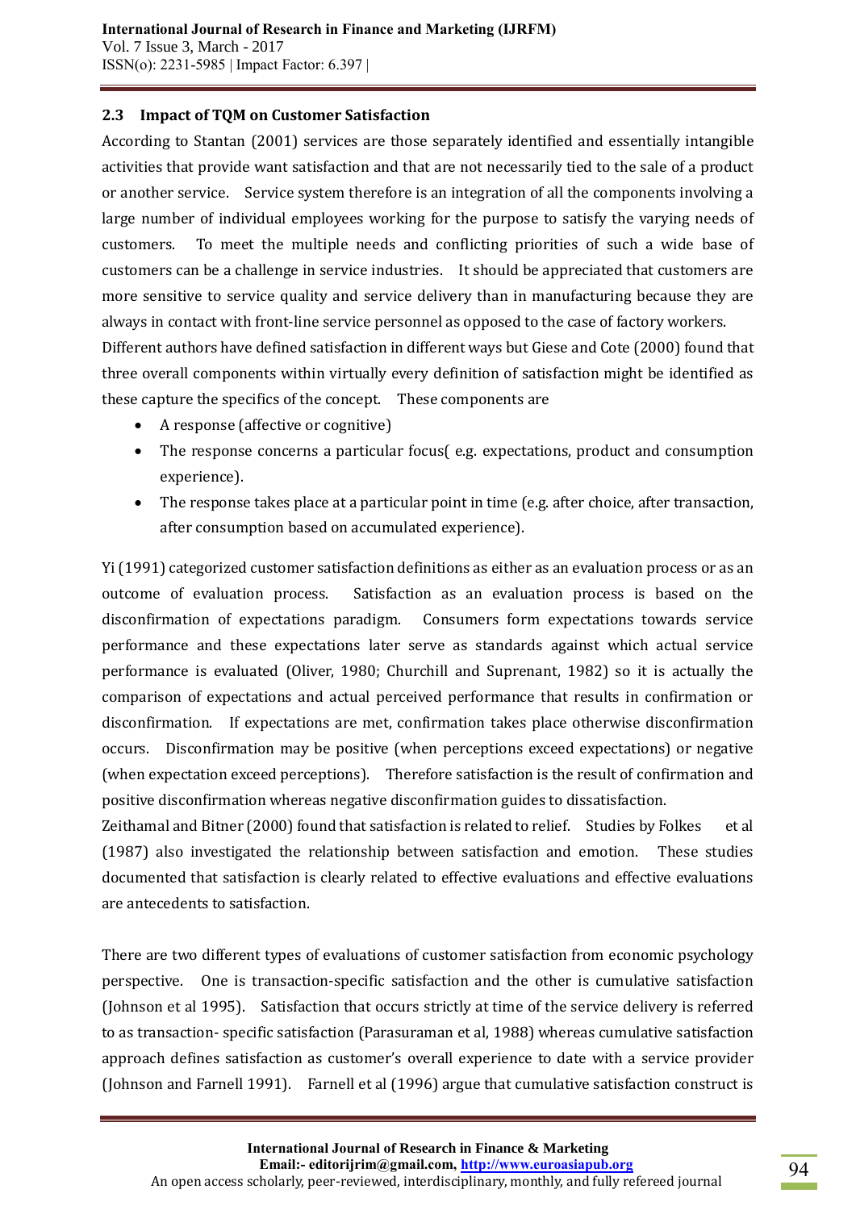## 2.3 Impact of TQM on Customer Satisfaction

According to Stantan (2001) services are those separately identified and essentially intangible activities that provide want satisfaction and that are not necessarily tied to the sale of a product or another service. Service system therefore is an integration of all the components involving a large number of individual employees working for the purpose to satisfy the varying needs of customers. To meet the multiple needs and conflicting priorities of such a wide base of customers can be a challenge in service industries. It should be appreciated that customers are more sensitive to service quality and service delivery than in manufacturing because they are always in contact with front-line service personnel as opposed to the case of factory workers.

Different authors have defined satisfaction in different ways but Giese and Cote (2000) found that three overall components within virtually every definition of satisfaction might be identified as these capture the specifics of the concept. These components are

- A response (affective or cognitive)
- The response concerns a particular focus( e.g. expectations, product and consumption experience).
- The response takes place at a particular point in time (e.g. after choice, after transaction, after consumption based on accumulated experience).

Yi (1991) categorized customer satisfaction definitions as either as an evaluation process or as an outcome of evaluation process. Satisfaction as an evaluation process is based on the disconfirmation of expectations paradigm. Consumers form expectations towards service performance and these expectations later serve as standards against which actual service performance is evaluated (Oliver, 1980; Churchill and Suprenant, 1982) so it is actually the comparison of expectations and actual perceived performance that results in confirmation or disconfirmation. If expectations are met, confirmation takes place otherwise disconfirmation occurs. Disconfirmation may be positive (when perceptions exceed expectations) or negative (when expectation exceed perceptions). Therefore satisfaction is the result of confirmation and positive disconfirmation whereas negative disconfirmation guides to dissatisfaction.

Zeithamal and Bitner (2000) found that satisfaction is related to relief. Studies by Folkes et al (1987) also investigated the relationship between satisfaction and emotion. These studies documented that satisfaction is clearly related to effective evaluations and effective evaluations are antecedents to satisfaction.

There are two different types of evaluations of customer satisfaction from economic psychology perspective. One is transaction-specific satisfaction and the other is cumulative satisfaction (Johnson et al 1995). Satisfaction that occurs strictly at time of the service delivery is referred to as transaction- specific satisfaction (Parasuraman et al, 1988) whereas cumulative satisfaction approach defines satisfaction as customer's overall experience to date with a service provider (Johnson and Farnell 1991). Farnell et al (1996) argue that cumulative satisfaction construct is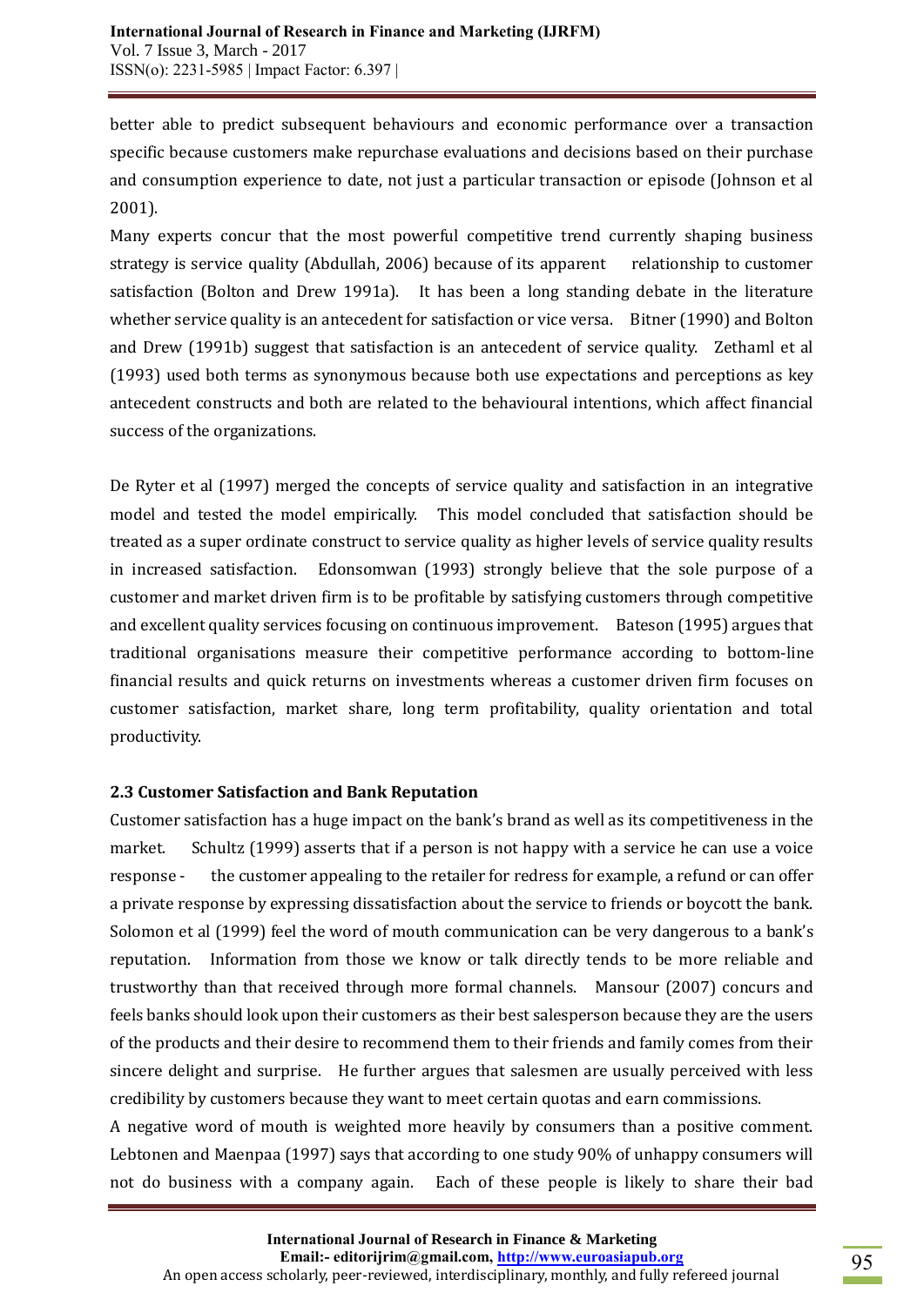better able to predict subsequent behaviours and economic performance over a transaction specific because customers make repurchase evaluations and decisions based on their purchase and consumption experience to date, not just a particular transaction or episode (Johnson et al 2001).

Many experts concur that the most powerful competitive trend currently shaping business strategy is service quality (Abdullah, 2006) because of its apparent relationship to customer satisfaction (Bolton and Drew 1991a). It has been a long standing debate in the literature whether service quality is an antecedent for satisfaction or vice versa. Bitner (1990) and Bolton and Drew (1991b) suggest that satisfaction is an antecedent of service quality. Zethaml et al (1993) used both terms as synonymous because both use expectations and perceptions as key antecedent constructs and both are related to the behavioural intentions, which affect financial success of the organizations.

De Ryter et al (1997) merged the concepts of service quality and satisfaction in an integrative model and tested the model empirically. This model concluded that satisfaction should be treated as a super ordinate construct to service quality as higher levels of service quality results in increased satisfaction. Edonsomwan (1993) strongly believe that the sole purpose of a customer and market driven firm is to be profitable by satisfying customers through competitive and excellent quality services focusing on continuous improvement. Bateson (1995) argues that traditional organisations measure their competitive performance according to bottom-line financial results and quick returns on investments whereas a customer driven firm focuses on customer satisfaction, market share, long term profitability, quality orientation and total productivity.

### 2.3 Customer Satisfaction and Bank Reputation

Customer satisfaction has a huge impact on the bank's brand as well as its competitiveness in the market. Schultz (1999) asserts that if a person is not happy with a service he can use a voice response - the customer appealing to the retailer for redress for example, a refund or can offer a private response by expressing dissatisfaction about the service to friends or boycott the bank. Solomon et al (1999) feel the word of mouth communication can be very dangerous to a bank's reputation. Information from those we know or talk directly tends to be more reliable and trustworthy than that received through more formal channels. Mansour (2007) concurs and feels banks should look upon their customers as their best salesperson because they are the users of the products and their desire to recommend them to their friends and family comes from their sincere delight and surprise. He further argues that salesmen are usually perceived with less credibility by customers because they want to meet certain quotas and earn commissions.

A negative word of mouth is weighted more heavily by consumers than a positive comment. Lebtonen and Maenpaa (1997) says that according to one study 90% of unhappy consumers will not do business with a company again. Each of these people is likely to share their bad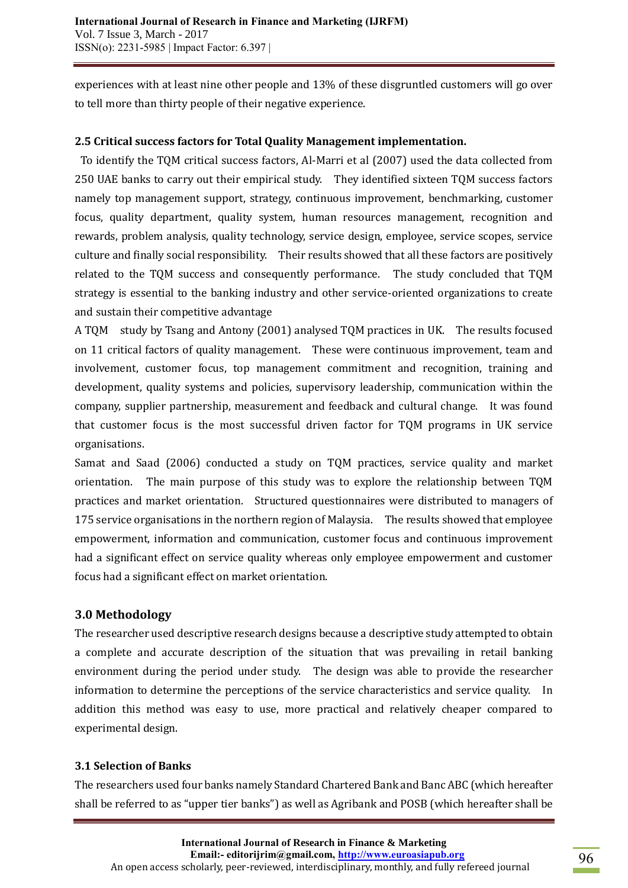experiences with at least nine other people and 13% of these disgruntled customers will go over to tell more than thirty people of their negative experience.

### 2.5 Critical success factors for Total Quality Management implementation.

To identify the TQM critical success factors, Al-Marri et al (2007) used the data collected from 250 UAE banks to carry out their empirical study. They identified sixteen TQM success factors namely top management support, strategy, continuous improvement, benchmarking, customer focus, quality department, quality system, human resources management, recognition and rewards, problem analysis, quality technology, service design, employee, service scopes, service culture and finally social responsibility. Their results showed that all these factors are positively related to the TQM success and consequently performance. The study concluded that TQM strategy is essential to the banking industry and other service-oriented organizations to create and sustain their competitive advantage

A TQM study by Tsang and Antony (2001) analysed TQM practices in UK. The results focused on 11 critical factors of quality management. These were continuous improvement, team and involvement, customer focus, top management commitment and recognition, training and development, quality systems and policies, supervisory leadership, communication within the company, supplier partnership, measurement and feedback and cultural change. It was found that customer focus is the most successful driven factor for TQM programs in UK service organisations.

Samat and Saad (2006) conducted a study on TQM practices, service quality and market orientation. The main purpose of this study was to explore the relationship between TQM practices and market orientation. Structured questionnaires were distributed to managers of 175 service organisations in the northern region of Malaysia. The results showed that employee empowerment, information and communication, customer focus and continuous improvement had a significant effect on service quality whereas only employee empowerment and customer focus had a significant effect on market orientation.

## 3.0 Methodology

The researcher used descriptive research designs because a descriptive study attempted to obtain a complete and accurate description of the situation that was prevailing in retail banking environment during the period under study. The design was able to provide the researcher information to determine the perceptions of the service characteristics and service quality. In addition this method was easy to use, more practical and relatively cheaper compared to experimental design.

### 3.1 Selection of Banks

The researchers used four banks namely Standard Chartered Bank and Banc ABC (which hereafter shall be referred to as "upper tier banks") as well as Agribank and POSB (which hereafter shall be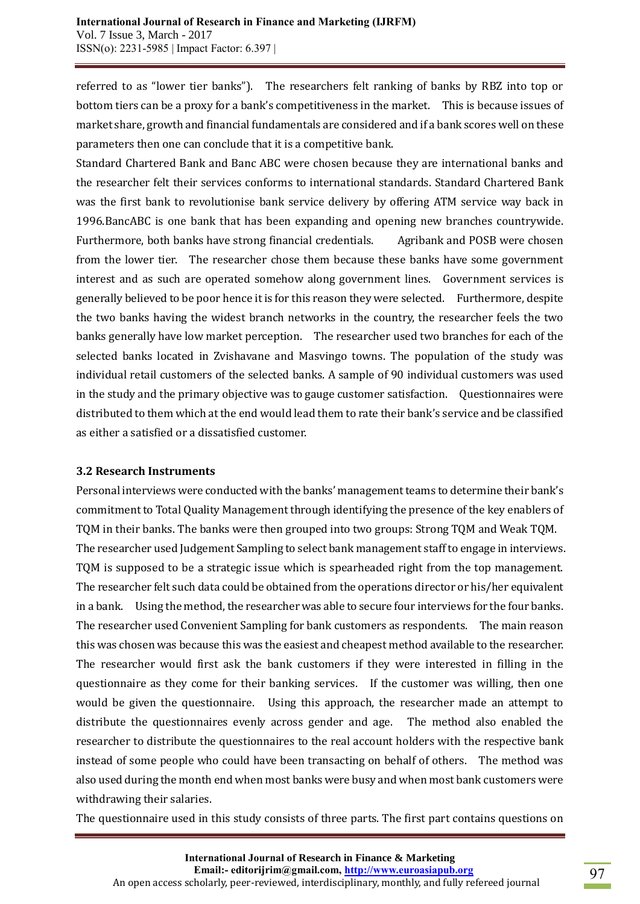referred to as "lower tier banks"). The researchers felt ranking of banks by RBZ into top or bottom tiers can be a proxy for a bank's competitiveness in the market. This is because issues of market share, growth and financial fundamentals are considered and if a bank scores well on these parameters then one can conclude that it is a competitive bank.

Standard Chartered Bank and Banc ABC were chosen because they are international banks and the researcher felt their services conforms to international standards. Standard Chartered Bank was the first bank to revolutionise bank service delivery by offering ATM service way back in 1996.BancABC is one bank that has been expanding and opening new branches countrywide. Furthermore, both banks have strong financial credentials. Agribank and POSB were chosen from the lower tier. The researcher chose them because these banks have some government interest and as such are operated somehow along government lines. Government services is generally believed to be poor hence it is for this reason they were selected. Furthermore, despite the two banks having the widest branch networks in the country, the researcher feels the two banks generally have low market perception. The researcher used two branches for each of the selected banks located in Zvishavane and Masvingo towns. The population of the study was individual retail customers of the selected banks. A sample of 90 individual customers was used in the study and the primary objective was to gauge customer satisfaction. Questionnaires were distributed to them which at the end would lead them to rate their bank's service and be classified as either a satisfied or a dissatisfied customer.

### 3.2 Research Instruments

Personal interviews were conducted with the banks' management teams to determine their bank's commitment to Total Quality Management through identifying the presence of the key enablers of TQM in their banks. The banks were then grouped into two groups: Strong TQM and Weak TQM.

The researcher used Judgement Sampling to select bank management staff to engage in interviews. TQM is supposed to be a strategic issue which is spearheaded right from the top management. The researcher felt such data could be obtained from the operations director or his/her equivalent in a bank. Using the method, the researcher was able to secure four interviews for the four banks. The researcher used Convenient Sampling for bank customers as respondents. The main reason this was chosen was because this was the easiest and cheapest method available to the researcher. The researcher would first ask the bank customers if they were interested in filling in the questionnaire as they come for their banking services. If the customer was willing, then one would be given the questionnaire. Using this approach, the researcher made an attempt to distribute the questionnaires evenly across gender and age. The method also enabled the researcher to distribute the questionnaires to the real account holders with the respective bank instead of some people who could have been transacting on behalf of others. The method was also used during the month end when most banks were busy and when most bank customers were withdrawing their salaries.

The questionnaire used in this study consists of three parts. The first part contains questions on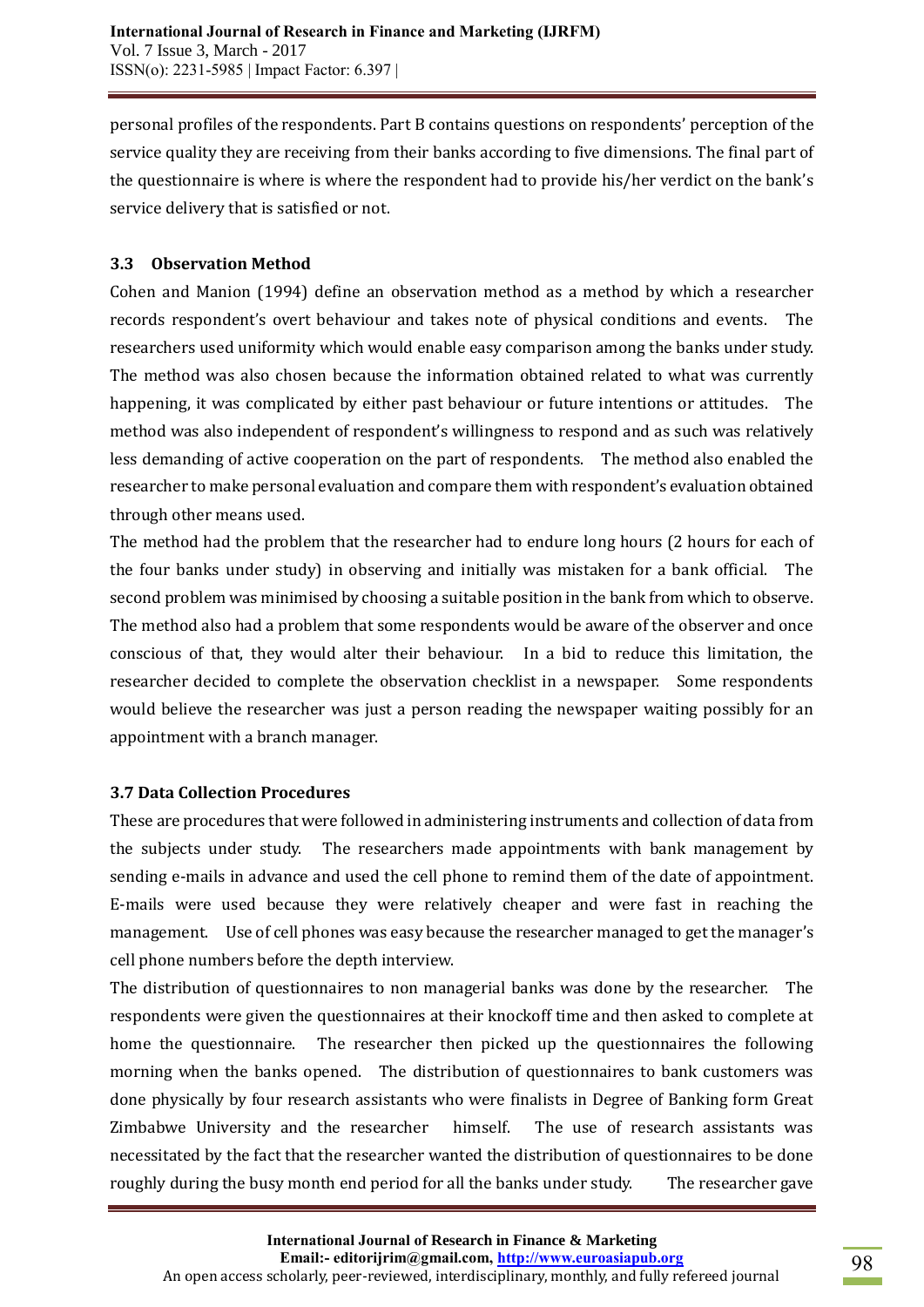personal profiles of the respondents. Part B contains questions on respondents' perception of the service quality they are receiving from their banks according to five dimensions. The final part of the questionnaire is where is where the respondent had to provide his/her verdict on the bank's service delivery that is satisfied or not.

### 3.3 Observation Method

Cohen and Manion (1994) define an observation method as a method by which a researcher records respondent's overt behaviour and takes note of physical conditions and events. The researchers used uniformity which would enable easy comparison among the banks under study. The method was also chosen because the information obtained related to what was currently happening, it was complicated by either past behaviour or future intentions or attitudes. The method was also independent of respondent's willingness to respond and as such was relatively less demanding of active cooperation on the part of respondents. The method also enabled the researcher to make personal evaluation and compare them with respondent's evaluation obtained through other means used.

The method had the problem that the researcher had to endure long hours (2 hours for each of the four banks under study) in observing and initially was mistaken for a bank official. The second problem was minimised by choosing a suitable position in the bank from which to observe. The method also had a problem that some respondents would be aware of the observer and once conscious of that, they would alter their behaviour. In a bid to reduce this limitation, the researcher decided to complete the observation checklist in a newspaper. Some respondents would believe the researcher was just a person reading the newspaper waiting possibly for an appointment with a branch manager.

### 3.7 Data Collection Procedures

These are procedures that were followed in administering instruments and collection of data from the subjects under study. The researchers made appointments with bank management by sending e-mails in advance and used the cell phone to remind them of the date of appointment. E-mails were used because they were relatively cheaper and were fast in reaching the management. Use of cell phones was easy because the researcher managed to get the manager's cell phone numbers before the depth interview.

The distribution of questionnaires to non managerial banks was done by the researcher. The respondents were given the questionnaires at their knockoff time and then asked to complete at home the questionnaire. The researcher then picked up the questionnaires the following morning when the banks opened. The distribution of questionnaires to bank customers was done physically by four research assistants who were finalists in Degree of Banking form Great Zimbabwe University and the researcher himself. The use of research assistants was necessitated by the fact that the researcher wanted the distribution of questionnaires to be done roughly during the busy month end period for all the banks under study. The researcher gave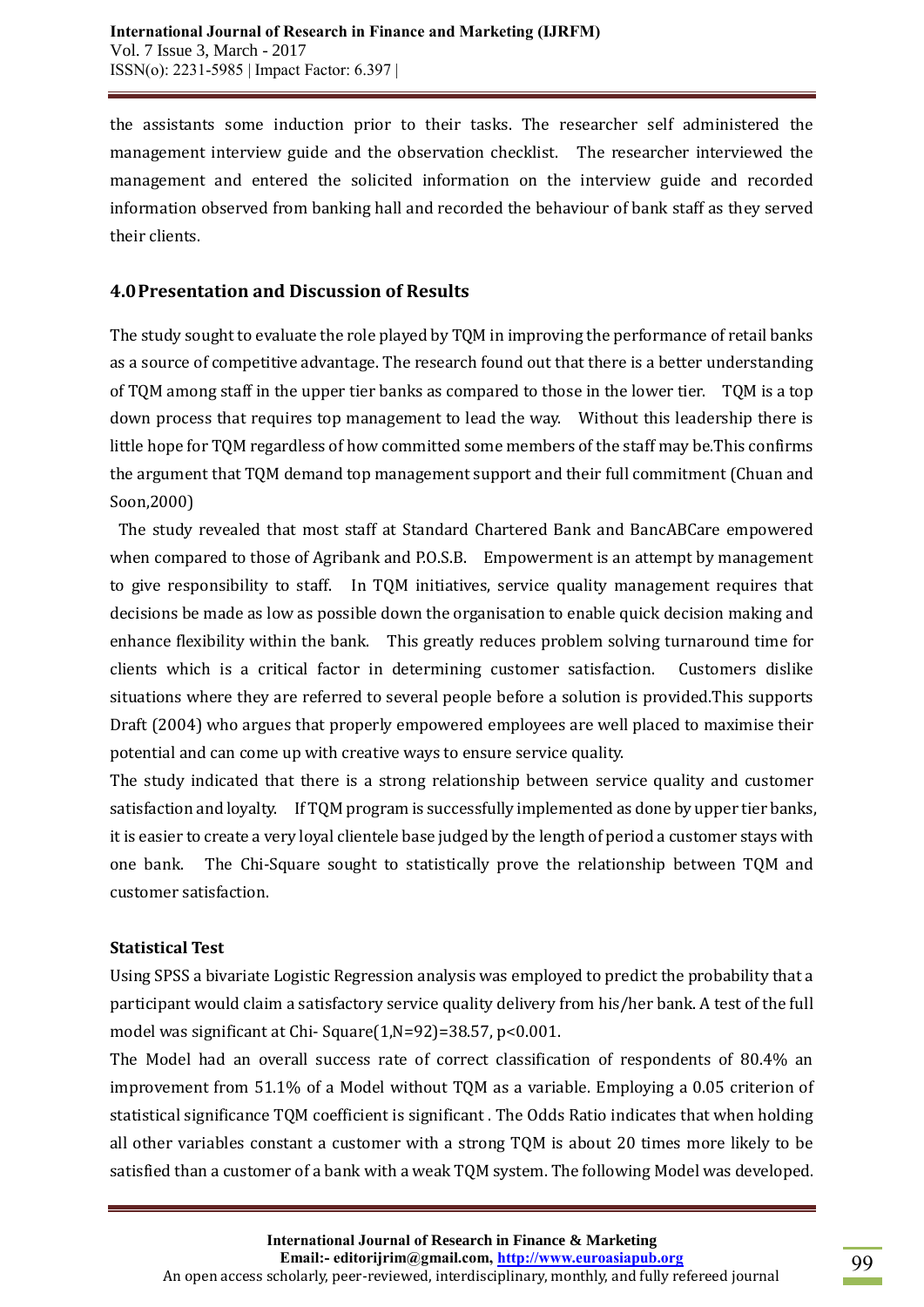the assistants some induction prior to their tasks. The researcher self administered the management interview guide and the observation checklist. The researcher interviewed the management and entered the solicited information on the interview guide and recorded information observed from banking hall and recorded the behaviour of bank staff as they served their clients.

## 4.0 Presentation and Discussion of Results

The study sought to evaluate the role played by TQM in improving the performance of retail banks as a source of competitive advantage. The research found out that there is a better understanding of TQM among staff in the upper tier banks as compared to those in the lower tier. TQM is a top down process that requires top management to lead the way. Without this leadership there is little hope for TQM regardless of how committed some members of the staff may be.This confirms the argument that TQM demand top management support and their full commitment (Chuan and Soon,2000)

The study revealed that most staff at Standard Chartered Bank and BancABCare empowered when compared to those of Agribank and P.O.S.B. Empowerment is an attempt by management to give responsibility to staff. In TQM initiatives, service quality management requires that decisions be made as low as possible down the organisation to enable quick decision making and enhance flexibility within the bank. This greatly reduces problem solving turnaround time for clients which is a critical factor in determining customer satisfaction. Customers dislike situations where they are referred to several people before a solution is provided.This supports Draft (2004) who argues that properly empowered employees are well placed to maximise their potential and can come up with creative ways to ensure service quality.

The study indicated that there is a strong relationship between service quality and customer satisfaction and loyalty. If TQM program is successfully implemented as done by upper tier banks, it is easier to create a very loyal clientele base judged by the length of period a customer stays with one bank. The Chi-Square sought to statistically prove the relationship between TQM and customer satisfaction.

### Statistical Test

Using SPSS a bivariate Logistic Regression analysis was employed to predict the probability that a participant would claim a satisfactory service quality delivery from his/her bank. A test of the full model was significant at Chi- Square$(1, N=92)=38.57$, $p<0.001$.

The Model had an overall success rate of correct classification of respondents of 80.4% an improvement from 51.1% of a Model without TQM as a variable. Employing a 0.05 criterion of statistical significance TQM coefficient is significant . The Odds Ratio indicates that when holding all other variables constant a customer with a strong TQM is about 20 times more likely to be satisfied than a customer of a bank with a weak TQM system. The following Model was developed.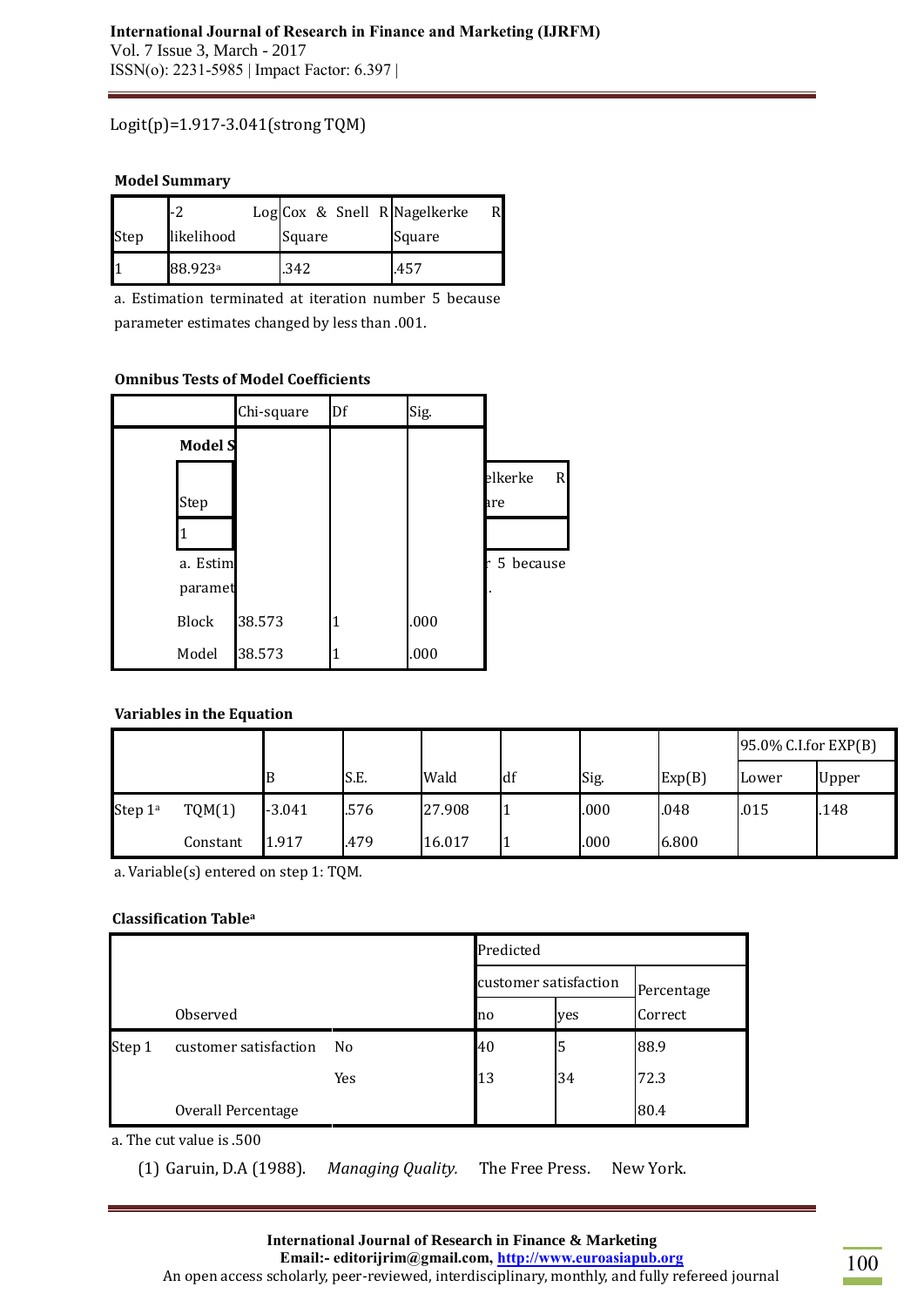Logit(p)=1.917-3.041(strong TQM)

**Model Summary**

| Step | -2 Log likelihood | Cox & Snell R Square | Nagelkerke R Square |
|---|---|---|---|
| 1 | 88.923[a] | .342 | .457 |

a. Estimation terminated at iteration number 5 because parameter estimates changed by less than .001.

**Omnibus Tests of Model Coefficients**

| | Chi-square | Df | Sig. |
|---|---|---|---|
| Block | 38.573 | 1 | .000 |
| Model | 38.573 | 1 | .000 |

**Variables in the Equation**

| | | B | S.E. | Wald | df | Sig. | Exp(B) | 95.0% C.I.for EXP(B) | |
|---|---|---|---|---|---|---|---|---|---|
| | | | | | | | | Lower | Upper |
| Step 1[a] | TQM(1) | -3.041 | .576 | 27.908 | 1 | .000 | .048 | .015 | .148 |
| | Constant | 1.917 | .479 | 16.017 | 1 | .000 | 6.800 | | |

a. Variable(s) entered on step 1: TQM.

**Classification Table[a]**

| | Observed | | Predicted | | |
|---|---|---|---|---|---|
| | | | customer satisfaction | | Percentage Correct |
| | | | no | yes | |
| Step 1 | customer satisfaction | No | 40 | 5 | 88.9 |
| | | Yes | 13 | 34 | 72.3 |
| | Overall Percentage | | | | 80.4 |

a. The cut value is .500

(1) Garuin, D.A (1988). *Managing Quality.* The Free Press. New York.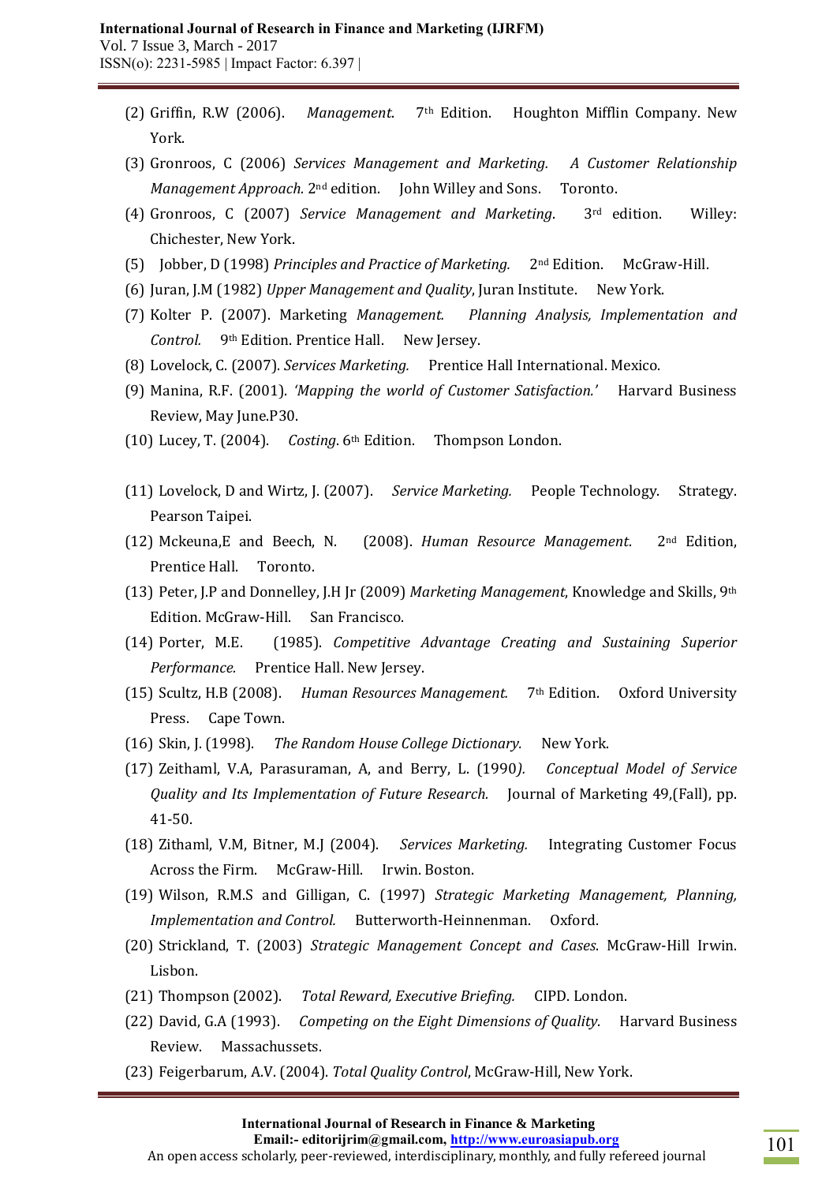(2) Griffin, R.W (2006). *Management.* 7th Edition. Houghton Mifflin Company. New York.

(3) Gronroos, C (2006) *Services Management and Marketing. A Customer Relationship Management Approach.* 2nd edition. John Willey and Sons. Toronto.

(4) Gronroos, C (2007) *Service Management and Marketing*. 3rd edition. Willey: Chichester, New York.

(5) Jobber, D (1998) *Principles and Practice of Marketing.* 2nd Edition. McGraw-Hill.

(6) Juran, J.M (1982) *Upper Management and Quality*, Juran Institute. New York.

(7) Kolter P. (2007). Marketing *Management. Planning Analysis, Implementation and Control.* 9th Edition. Prentice Hall. New Jersey.

(8) Lovelock, C. (2007). *Services Marketing.* Prentice Hall International. Mexico.

(9) Manina, R.F. (2001). *'Mapping the world of Customer Satisfaction.'* Harvard Business Review, May June.P30.

(10) Lucey, T. (2004). *Costing*. 6th Edition. Thompson London.

(11) Lovelock, D and Wirtz, J. (2007). *Service Marketing.* People Technology. Strategy. Pearson Taipei.

(12) Mckeuna,E and Beech, N. (2008). *Human Resource Management*. 2nd Edition, Prentice Hall. Toronto.

(13) Peter, J.P and Donnelley, J.H Jr (2009) *Marketing Management*, Knowledge and Skills, 9th Edition. McGraw-Hill. San Francisco.

(14) Porter, M.E. (1985). *Competitive Advantage Creating and Sustaining Superior Performance*. Prentice Hall. New Jersey.

(15) Scultz, H.B (2008). *Human Resources Management.* 7th Edition. Oxford University Press. Cape Town.

(16) Skin, J. (1998). *The Random House College Dictionary.* New York.

(17) Zeithaml, V.A, Parasuraman, A, and Berry, L. (1990*). Conceptual Model of Service Quality and Its Implementation of Future Research*. Journal of Marketing 49,(Fall), pp. 41-50.

(18) Zithaml, V.M, Bitner, M.J (2004). *Services Marketing.* Integrating Customer Focus Across the Firm. McGraw-Hill. Irwin. Boston.

(19) Wilson, R.M.S and Gilligan, C. (1997) *Strategic Marketing Management, Planning, Implementation and Control.* Butterworth-Heinnenman. Oxford.

(20) Strickland, T. (2003) *Strategic Management Concept and Cases*. McGraw-Hill Irwin. Lisbon.

(21) Thompson (2002). *Total Reward, Executive Briefing.* CIPD. London.

(22) David, G.A (1993). *Competing on the Eight Dimensions of Quality*. Harvard Business Review. Massachussets.

(23) Feigerbarum, A.V. (2004). *Total Quality Control*, McGraw-Hill, New York.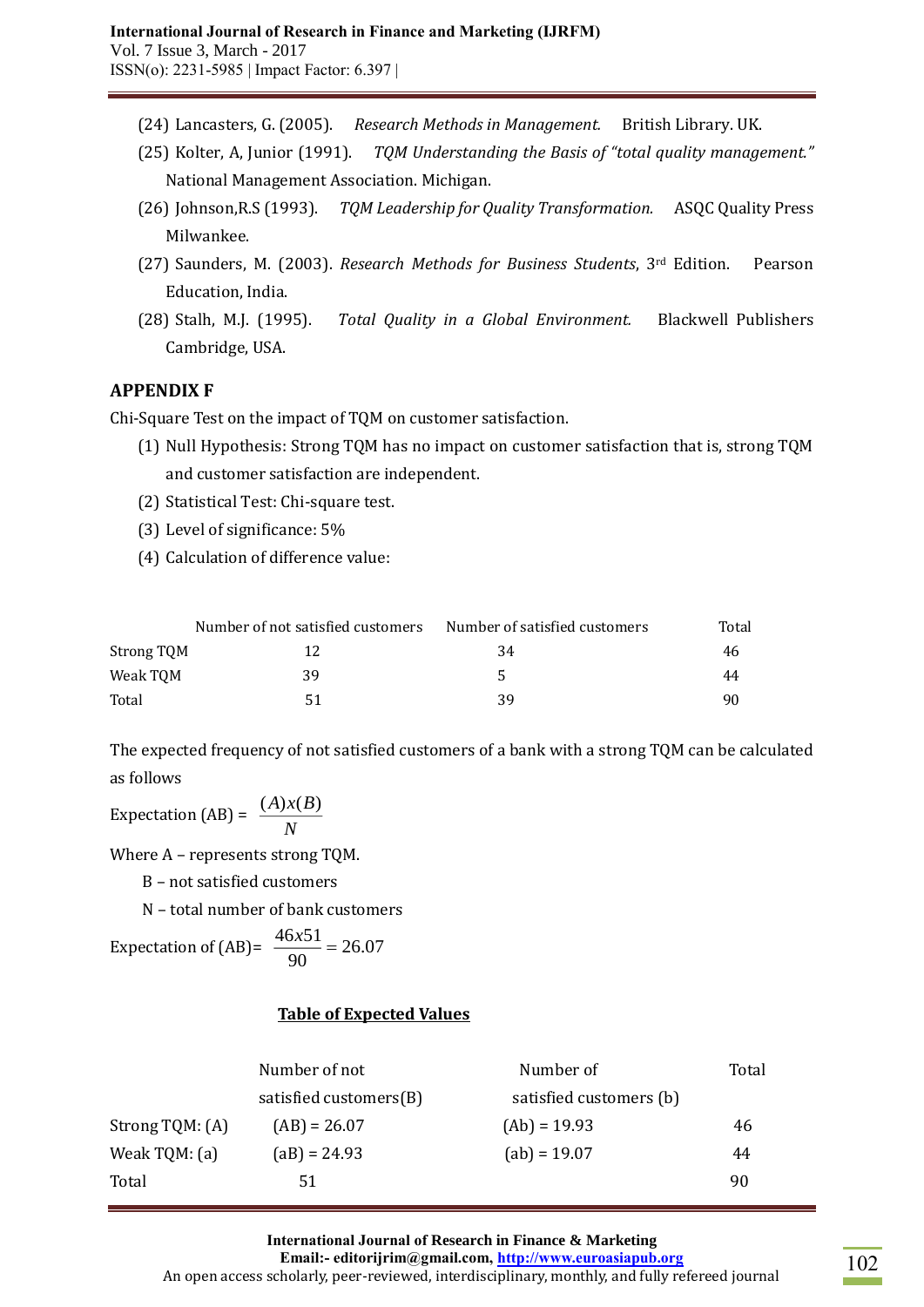(24) Lancasters, G. (2005). *Research Methods in Management.* British Library. UK.

(25) Kolter, A, Junior (1991). *TQM Understanding the Basis of "total quality management."* National Management Association. Michigan.

(26) Johnson,R.S (1993). *TQM Leadership for Quality Transformation.* ASQC Quality Press Milwankee.

(27) Saunders, M. (2003). *Research Methods for Business Students*, 3rd Edition. Pearson Education, India.

(28) Stalh, M.J. (1995). *Total Quality in a Global Environment.* Blackwell Publishers Cambridge, USA.

## APPENDIX F

Chi-Square Test on the impact of TQM on customer satisfaction.

1. Null Hypothesis: Strong TQM has no impact on customer satisfaction that is, strong TQM and customer satisfaction are independent.
2. Statistical Test: Chi-square test.
3. Level of significance: 5%
4. Calculation of difference value:

| | Number of not satisfied customers | Number of satisfied customers | Total |
|---|---|---|---|
| Strong TQM | 12 | 34 | 46 |
| Weak TQM | 39 | 5 | 44 |
| Total | 51 | 39 | 90 |

The expected frequency of not satisfied customers of a bank with a strong TQM can be calculated as follows

Expectation (AB) = $\frac{(A)x(B)}{N}$

Where A – represents strong TQM.

B – not satisfied customers

N – total number of bank customers

Expectation of (AB)= $\frac{46x51}{90} = 26.07$

**Table of Expected Values**

| | Number of not satisfied customers(B) | Number of satisfied customers (b) | Total |
|---|---|---|---|
| Strong TQM: (A) | (AB) = 26.07 | (Ab) = 19.93 | 46 |
| Weak TQM: (a) | (aB) = 24.93 | (ab) = 19.07 | 44 |
| Total | 51 | | 90 |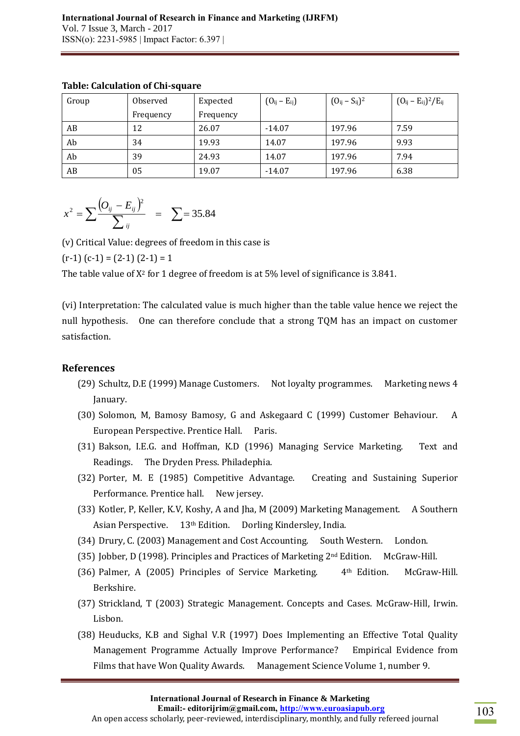**Table: Calculation of Chi-square**

| Group | Observed Frequency | Expected Frequency | $(O_{ij} - E_{ij})$ | $(O_{ij} - S_{ij})^2$ | $(O_{ij} - E_{ij})^2/E_{ij}$ |
|---|---|---|---|---|---|
| AB | 12 | 26.07 | -14.07 | 197.96 | 7.59 |
| Ab | 34 | 19.93 | 14.07 | 197.96 | 9.93 |
| Ab | 39 | 24.93 | 14.07 | 197.96 | 7.94 |
| AB | 05 | 19.07 | -14.07 | 197.96 | 6.38 |

$$x^2 = \sum \frac{(O_{ij} - E_{ij})^2}{\sum_{ij}} = \sum = 35.84$$

(v) Critical Value: degrees of freedom in this case is

(r-1) (c-1) = (2-1) (2-1) = 1

The table value of $X^2$ for 1 degree of freedom is at 5% level of significance is 3.841.

(vi) Interpretation: The calculated value is much higher than the table value hence we reject the null hypothesis. One can therefore conclude that a strong TQM has an impact on customer satisfaction.

## References

(29) Schultz, D.E (1999) Manage Customers. Not loyalty programmes. Marketing news 4 January.

(30) Solomon, M, Bamosy Bamosy, G and Askegaard C (1999) Customer Behaviour. A European Perspective. Prentice Hall. Paris.

(31) Bakson, I.E.G. and Hoffman, K.D (1996) Managing Service Marketing. Text and Readings. The Dryden Press. Philadephia.

(32) Porter, M. E (1985) Competitive Advantage. Creating and Sustaining Superior Performance. Prentice hall. New jersey.

(33) Kotler, P, Keller, K.V, Koshy, A and Jha, M (2009) Marketing Management. A Southern Asian Perspective. 13th Edition. Dorling Kindersley, India.

(34) Drury, C. (2003) Management and Cost Accounting. South Western. London.

(35) Jobber, D (1998). Principles and Practices of Marketing 2nd Edition. McGraw-Hill.

(36) Palmer, A (2005) Principles of Service Marketing. 4th Edition. McGraw-Hill. Berkshire.

(37) Strickland, T (2003) Strategic Management. Concepts and Cases. McGraw-Hill, Irwin. Lisbon.

(38) Heuducks, K.B and Sighal V.R (1997) Does Implementing an Effective Total Quality Management Programme Actually Improve Performance? Empirical Evidence from Films that have Won Quality Awards. Management Science Volume 1, number 9.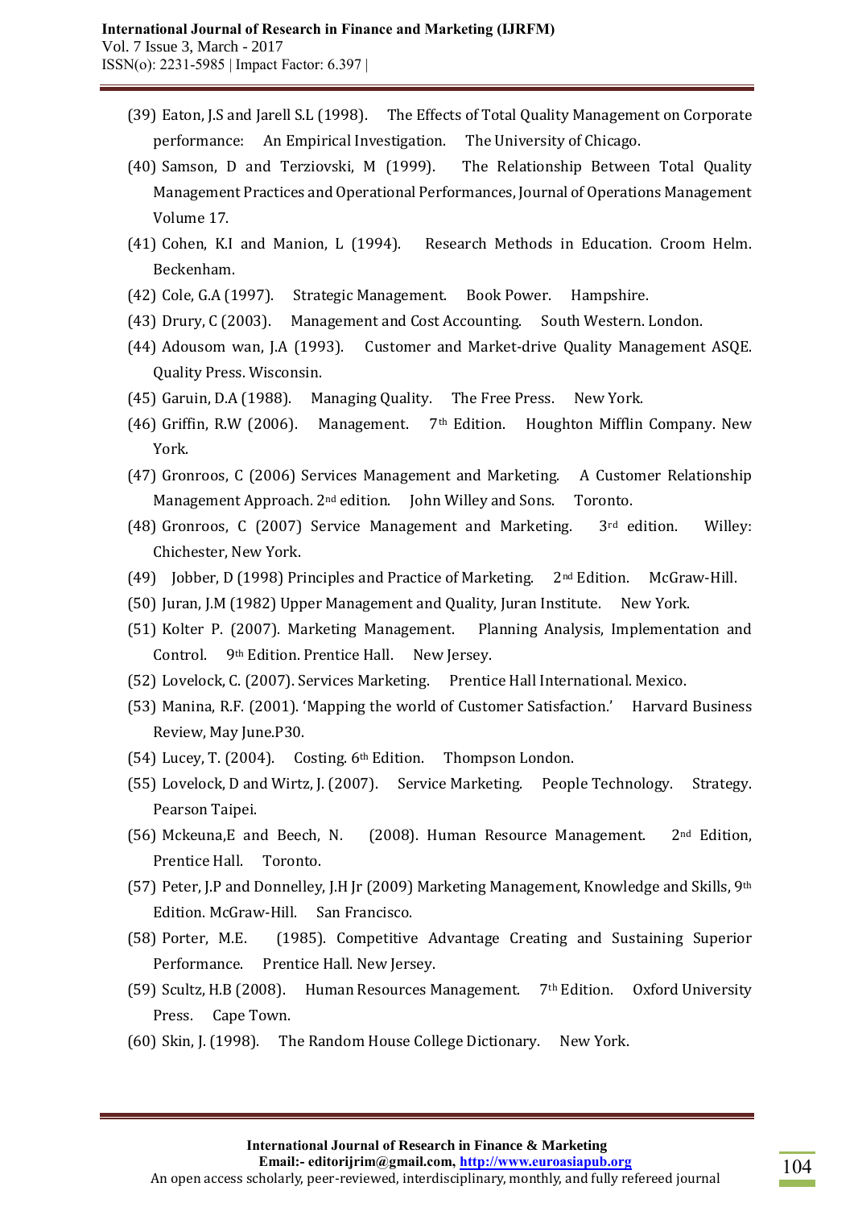(39) Eaton, J.S and Jarell S.L (1998). The Effects of Total Quality Management on Corporate performance: An Empirical Investigation. The University of Chicago.

(40) Samson, D and Terziovski, M (1999). The Relationship Between Total Quality Management Practices and Operational Performances, Journal of Operations Management Volume 17.

(41) Cohen, K.I and Manion, L (1994). Research Methods in Education. Croom Helm. Beckenham.

(42) Cole, G.A (1997). Strategic Management. Book Power. Hampshire.

(43) Drury, C (2003). Management and Cost Accounting. South Western. London.

(44) Adousom wan, J.A (1993). Customer and Market-drive Quality Management ASQE. Quality Press. Wisconsin.

(45) Garuin, D.A (1988). Managing Quality. The Free Press. New York.

(46) Griffin, R.W (2006). Management. 7th Edition. Houghton Mifflin Company. New York.

(47) Gronroos, C (2006) Services Management and Marketing. A Customer Relationship Management Approach. 2nd edition. John Willey and Sons. Toronto.

(48) Gronroos, C (2007) Service Management and Marketing. 3rd edition. Willey: Chichester, New York.

(49) Jobber, D (1998) Principles and Practice of Marketing. 2nd Edition. McGraw-Hill.

(50) Juran, J.M (1982) Upper Management and Quality, Juran Institute. New York.

(51) Kolter P. (2007). Marketing Management. Planning Analysis, Implementation and Control. 9th Edition. Prentice Hall. New Jersey.

(52) Lovelock, C. (2007). Services Marketing. Prentice Hall International. Mexico.

(53) Manina, R.F. (2001). 'Mapping the world of Customer Satisfaction.' Harvard Business Review, May June.P30.

(54) Lucey, T. (2004). Costing. 6th Edition. Thompson London.

(55) Lovelock, D and Wirtz, J. (2007). Service Marketing. People Technology. Strategy. Pearson Taipei.

(56) Mckeuna,E and Beech, N. (2008). Human Resource Management. 2nd Edition, Prentice Hall. Toronto.

(57) Peter, J.P and Donnelley, J.H Jr (2009) Marketing Management, Knowledge and Skills, 9th Edition. McGraw-Hill. San Francisco.

(58) Porter, M.E. (1985). Competitive Advantage Creating and Sustaining Superior Performance. Prentice Hall. New Jersey.

(59) Scultz, H.B (2008). Human Resources Management. 7th Edition. Oxford University Press. Cape Town.

(60) Skin, J. (1998). The Random House College Dictionary. New York.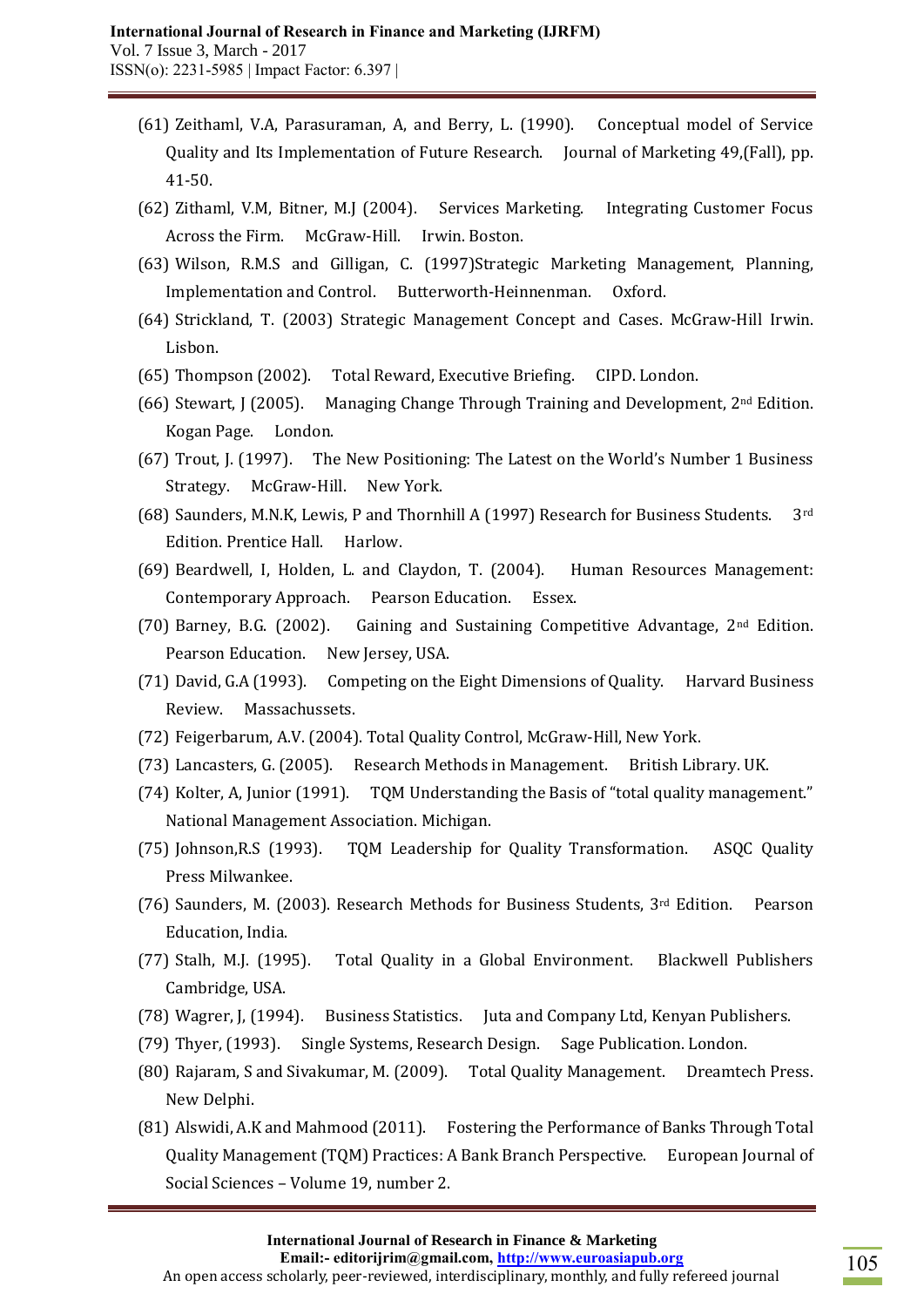(61) Zeithaml, V.A, Parasuraman, A, and Berry, L. (1990). Conceptual model of Service Quality and Its Implementation of Future Research. Journal of Marketing 49,(Fall), pp. 41-50.

(62) Zithaml, V.M, Bitner, M.J (2004). Services Marketing. Integrating Customer Focus Across the Firm. McGraw-Hill. Irwin. Boston.

(63) Wilson, R.M.S and Gilligan, C. (1997)Strategic Marketing Management, Planning, Implementation and Control. Butterworth-Heinnenman. Oxford.

(64) Strickland, T. (2003) Strategic Management Concept and Cases. McGraw-Hill Irwin. Lisbon.

(65) Thompson (2002). Total Reward, Executive Briefing. CIPD. London.

(66) Stewart, J (2005). Managing Change Through Training and Development, 2nd Edition. Kogan Page. London.

(67) Trout, J. (1997). The New Positioning: The Latest on the World's Number 1 Business Strategy. McGraw-Hill. New York.

(68) Saunders, M.N.K, Lewis, P and Thornhill A (1997) Research for Business Students. 3rd Edition. Prentice Hall. Harlow.

(69) Beardwell, I, Holden, L. and Claydon, T. (2004). Human Resources Management: Contemporary Approach. Pearson Education. Essex.

(70) Barney, B.G. (2002). Gaining and Sustaining Competitive Advantage, 2nd Edition. Pearson Education. New Jersey, USA.

(71) David, G.A (1993). Competing on the Eight Dimensions of Quality. Harvard Business Review. Massachussets.

(72) Feigerbarum, A.V. (2004). Total Quality Control, McGraw-Hill, New York.

(73) Lancasters, G. (2005). Research Methods in Management. British Library. UK.

(74) Kolter, A, Junior (1991). TQM Understanding the Basis of "total quality management." National Management Association. Michigan.

(75) Johnson,R.S (1993). TQM Leadership for Quality Transformation. ASQC Quality Press Milwankee.

(76) Saunders, M. (2003). Research Methods for Business Students, 3rd Edition. Pearson Education, India.

(77) Stalh, M.J. (1995). Total Quality in a Global Environment. Blackwell Publishers Cambridge, USA.

(78) Wagrer, J, (1994). Business Statistics. Juta and Company Ltd, Kenyan Publishers.

(79) Thyer, (1993). Single Systems, Research Design. Sage Publication. London.

(80) Rajaram, S and Sivakumar, M. (2009). Total Quality Management. Dreamtech Press. New Delphi.

(81) Alswidi, A.K and Mahmood (2011). Fostering the Performance of Banks Through Total Quality Management (TQM) Practices: A Bank Branch Perspective. European Journal of Social Sciences – Volume 19, number 2.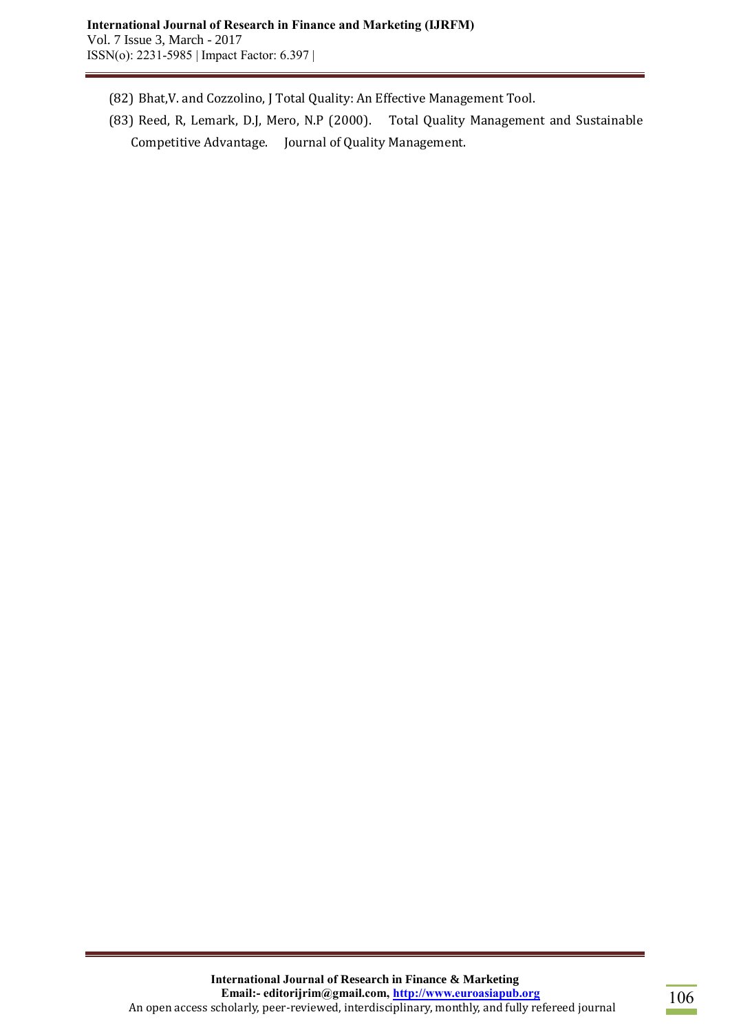(82) Bhat,V. and Cozzolino, J Total Quality: An Effective Management Tool.

(83) Reed, R, Lemark, D.J, Mero, N.P (2000). Total Quality Management and Sustainable Competitive Advantage. Journal of Quality Management.